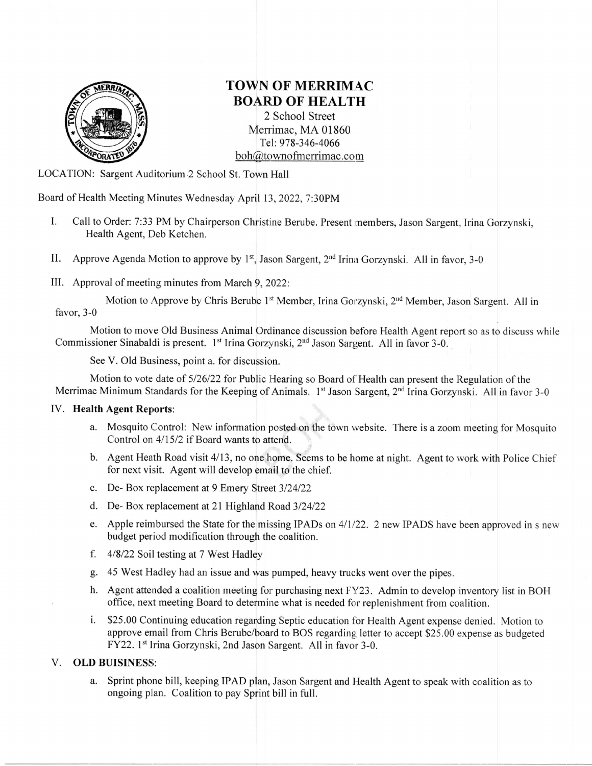# TOWN OF MERRIMAC
# BOARD OF HEALTH

2 School Street
Merrimac, MA 01860
Tel: 978-346-4066
boh@townofmerrimac.com

LOCATION: Sargent Auditorium 2 School St. Town Hall

Board of Health Meeting Minutes Wednesday April 13, 2022, 7:30PM

I. Call to Order: 7:33 PM by Chairperson Christine Berube. Present members, Jason Sargent, Irina Gorzynski, Health Agent, Deb Ketchen.

II. Approve Agenda Motion to approve by 1st, Jason Sargent, 2nd Irina Gorzynski. All in favor, 3-0

III. Approval of meeting minutes from March 9, 2022:

Motion to Approve by Chris Berube 1st Member, Irina Gorzynski, 2nd Member, Jason Sargent. All in favor, 3-0

Motion to move Old Business Animal Ordinance discussion before Health Agent report so as to discuss while Commissioner Sinabaldi is present. 1st Irina Gorzynski, 2nd Jason Sargent. All in favor 3-0.

See V. Old Business, point a. for discussion.

Motion to vote date of 5/26/22 for Public Hearing so Board of Health can present the Regulation of the Merrimac Minimum Standards for the Keeping of Animals. 1st Jason Sargent, 2nd Irina Gorzynski. All in favor 3-0

IV. **Health Agent Reports**:

a. Mosquito Control: New information posted on the town website. There is a zoom meeting for Mosquito Control on 4/15/2 if Board wants to attend.

b. Agent Heath Road visit 4/13, no one home. Seems to be home at night. Agent to work with Police Chief for next visit. Agent will develop email to the chief.

c. De- Box replacement at 9 Emery Street 3/24/22

d. De- Box replacement at 21 Highland Road 3/24/22

e. Apple reimbursed the State for the missing IPADs on 4/1/22. 2 new IPADS have been approved in s new budget period modification through the coalition.

f. 4/8/22 Soil testing at 7 West Hadley

g. 45 West Hadley had an issue and was pumped, heavy trucks went over the pipes.

h. Agent attended a coalition meeting for purchasing next FY23. Admin to develop inventory list in BOH office, next meeting Board to determine what is needed for replenishment from coalition.

i. $25.00 Continuing education regarding Septic education for Health Agent expense denied. Motion to approve email from Chris Berube/board to BOS regarding letter to accept $25.00 expense as budgeted FY22. 1st Irina Gorzynski, 2nd Jason Sargent. All in favor 3-0.

V. **OLD BUISINESS**:

a. Sprint phone bill, keeping IPAD plan, Jason Sargent and Health Agent to speak with coalition as to ongoing plan. Coalition to pay Sprint bill in full.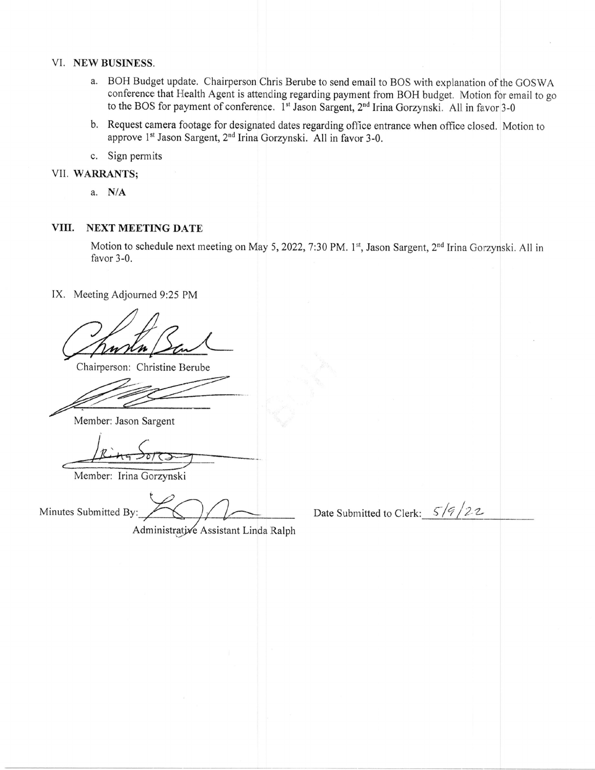VI. **NEW BUSINESS.**

a. BOH Budget update. Chairperson Chris Berube to send email to BOS with explanation of the GOSWA conference that Health Agent is attending regarding payment from BOH budget. Motion for email to go to the BOS for payment of conference. 1st Jason Sargent, 2nd Irina Gorzynski. All in favor 3-0

b. Request camera footage for designated dates regarding office entrance when office closed. Motion to approve 1st Jason Sargent, 2nd Irina Gorzynski. All in favor 3-0.

c. Sign permits

VII. **WARRANTS;**

a. **N/A**

**VIII. NEXT MEETING DATE**

Motion to schedule next meeting on May 5, 2022, 7:30 PM. 1st, Jason Sargent, 2nd Irina Gorzynski. All in favor 3-0.

IX. Meeting Adjourned 9:25 PM

Chairperson: Christine Berube

Member: Jason Sargent

Member: Irina Gorzynski

Minutes Submitted By: ____________________

Administrative Assistant Linda Ralph

Date Submitted to Clerk: 5/9/22